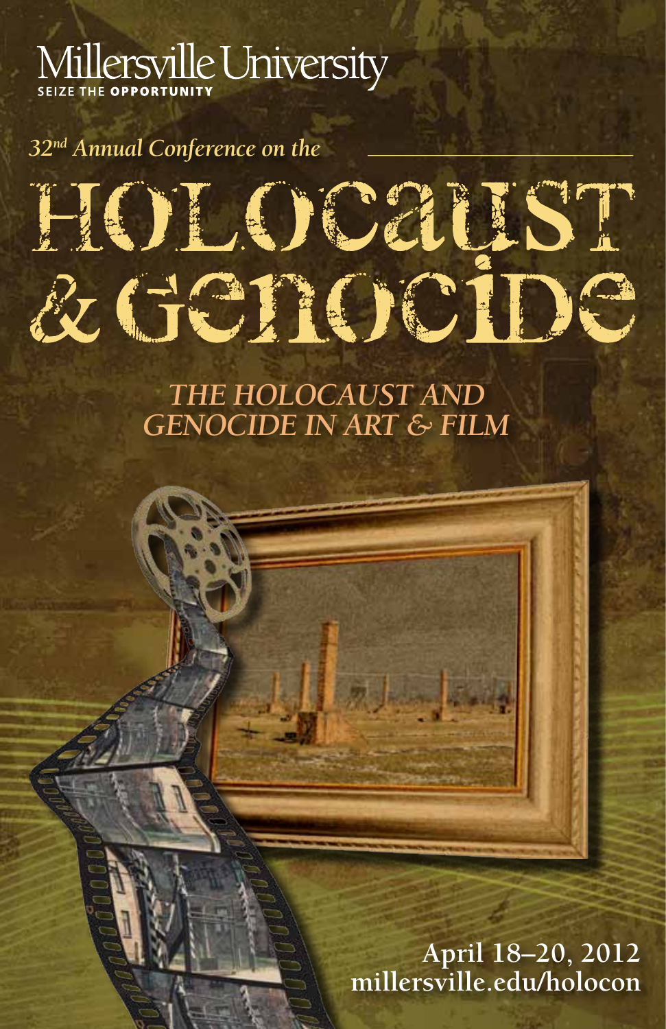Millersville University

SEIZE THE OPPORTUNITY

*32nd Annual Conference on the*

# HOLOCAUST & GENOCIDE

## *THE HOLOCAUST AND GENOCIDE IN ART & FILM*

**April 18–20, 2012**

**millersville.edu/holocon**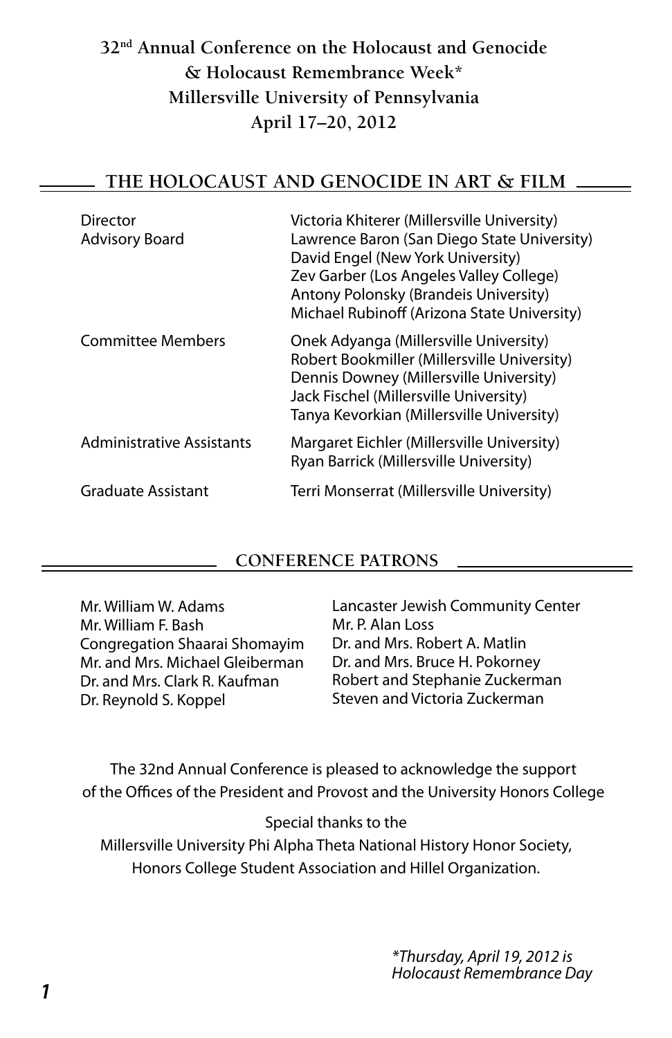# 32nd Annual Conference on the Holocaust and Genocide & Holocaust Remembrance Week* Millersville University of Pennsylvania April 17–20, 2012

## THE HOLOCAUST AND GENOCIDE IN ART & FILM

| | |
|---|---|
| Director | Victoria Khiterer (Millersville University) |
| Advisory Board | Lawrence Baron (San Diego State University)<br>David Engel (New York University)<br>Zev Garber (Los Angeles Valley College)<br>Antony Polonsky (Brandeis University)<br>Michael Rubinoff (Arizona State University) |
| Committee Members | Onek Adyanga (Millersville University)<br>Robert Bookmiller (Millersville University)<br>Dennis Downey (Millersville University)<br>Jack Fischel (Millersville University)<br>Tanya Kevorkian (Millersville University) |
| Administrative Assistants | Margaret Eichler (Millersville University)<br>Ryan Barrick (Millersville University) |
| Graduate Assistant | Terri Monserrat (Millersville University) |

## CONFERENCE PATRONS

Mr. William W. Adams
Mr. William F. Bash
Congregation Shaarai Shomayim
Mr. and Mrs. Michael Gleiberman
Dr. and Mrs. Clark R. Kaufman
Dr. Reynold S. Koppel
Lancaster Jewish Community Center
Mr. P. Alan Loss
Dr. and Mrs. Robert A. Matlin
Dr. and Mrs. Bruce H. Pokorney
Robert and Stephanie Zuckerman
Steven and Victoria Zuckerman

The 32nd Annual Conference is pleased to acknowledge the support of the Offices of the President and Provost and the University Honors College

Special thanks to the
Millersville University Phi Alpha Theta National History Honor Society,
Honors College Student Association and Hillel Organization.

*\*Thursday, April 19, 2012 is Holocaust Remembrance Day*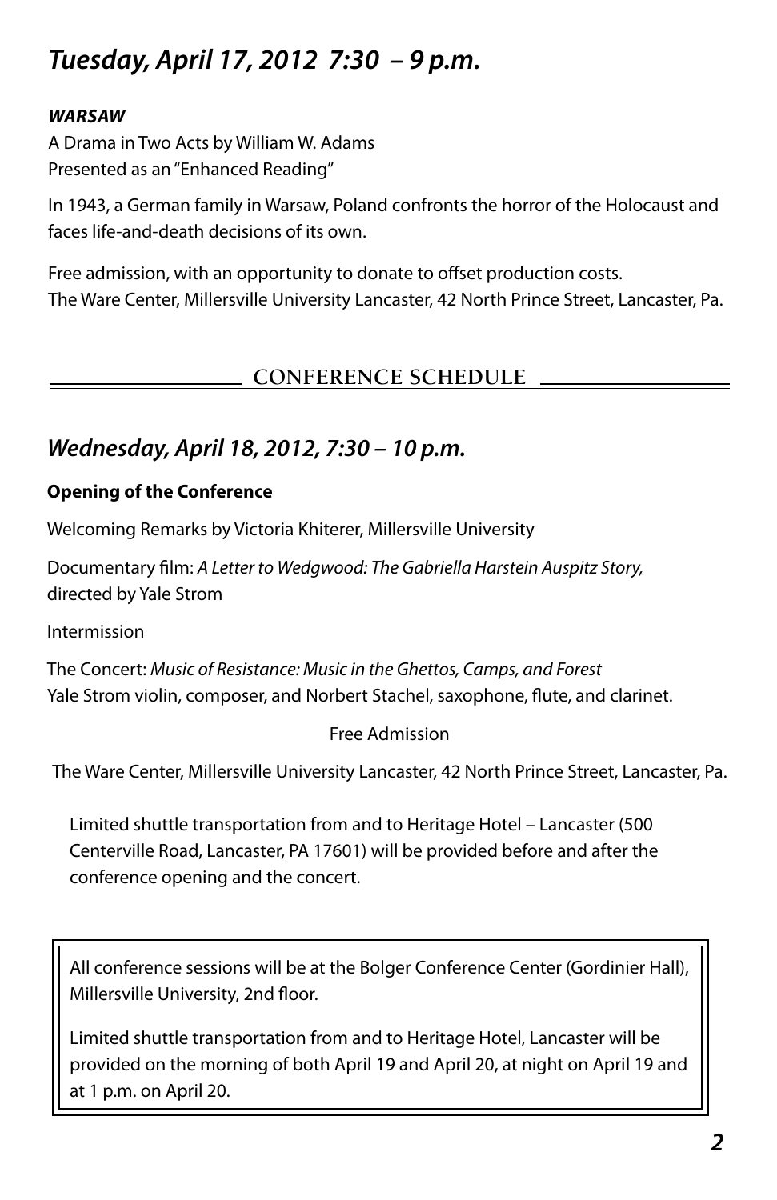## *Tuesday, April 17, 2012 7:30 – 9 p.m.*

***WARSAW***

A Drama in Two Acts by William W. Adams
Presented as an "Enhanced Reading"

In 1943, a German family in Warsaw, Poland confronts the horror of the Holocaust and faces life-and-death decisions of its own.

Free admission, with an opportunity to donate to offset production costs.
The Ware Center, Millersville University Lancaster, 42 North Prince Street, Lancaster, Pa.

# CONFERENCE SCHEDULE

## *Wednesday, April 18, 2012, 7:30 – 10 p.m.*

**Opening of the Conference**

Welcoming Remarks by Victoria Khiterer, Millersville University

Documentary film: *A Letter to Wedgwood: The Gabriella Harstein Auspitz Story,* directed by Yale Strom

Intermission

The Concert: *Music of Resistance: Music in the Ghettos, Camps, and Forest*
Yale Strom violin, composer, and Norbert Stachel, saxophone, flute, and clarinet.

Free Admission

The Ware Center, Millersville University Lancaster, 42 North Prince Street, Lancaster, Pa.

Limited shuttle transportation from and to Heritage Hotel – Lancaster (500 Centerville Road, Lancaster, PA 17601) will be provided before and after the conference opening and the concert.

All conference sessions will be at the Bolger Conference Center (Gordinier Hall), Millersville University, 2nd floor.

Limited shuttle transportation from and to Heritage Hotel, Lancaster will be provided on the morning of both April 19 and April 20, at night on April 19 and at 1 p.m. on April 20.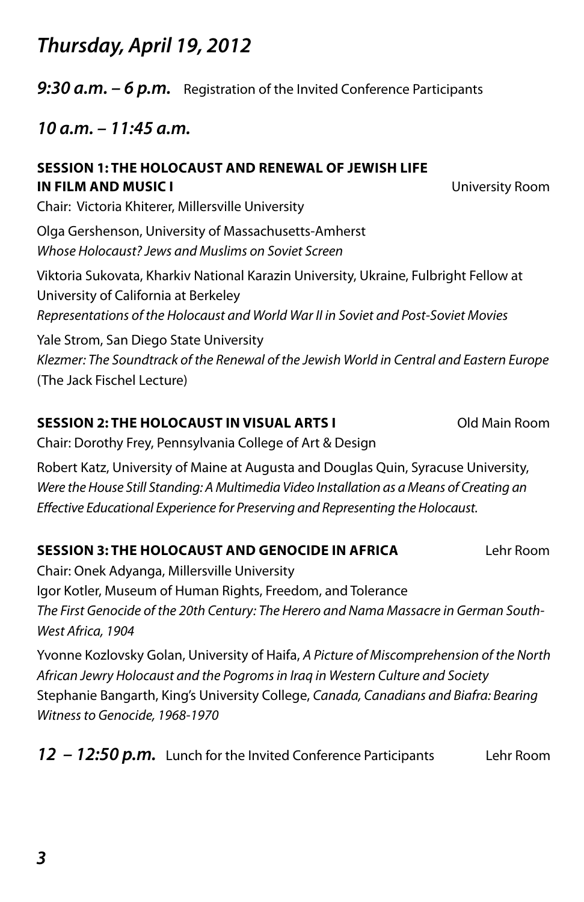# *Thursday, April 19, 2012*

***9:30 a.m. – 6 p.m.*** Registration of the Invited Conference Participants

## *10 a.m. – 11:45 a.m.*

**SESSION 1: THE HOLOCAUST AND RENEWAL OF JEWISH LIFE IN FILM AND MUSIC I** — University Room

Chair: Victoria Khiterer, Millersville University

Olga Gershenson, University of Massachusetts-Amherst
*Whose Holocaust? Jews and Muslims on Soviet Screen*

Viktoria Sukovata, Kharkiv National Karazin University, Ukraine, Fulbright Fellow at University of California at Berkeley
*Representations of the Holocaust and World War II in Soviet and Post-Soviet Movies*

Yale Strom, San Diego State University
*Klezmer: The Soundtrack of the Renewal of the Jewish World in Central and Eastern Europe* (The Jack Fischel Lecture)

**SESSION 2: THE HOLOCAUST IN VISUAL ARTS I** — Old Main Room

Chair: Dorothy Frey, Pennsylvania College of Art & Design

Robert Katz, University of Maine at Augusta and Douglas Quin, Syracuse University, *Were the House Still Standing: A Multimedia Video Installation as a Means of Creating an Effective Educational Experience for Preserving and Representing the Holocaust.*

**SESSION 3: THE HOLOCAUST AND GENOCIDE IN AFRICA** — Lehr Room

Chair: Onek Adyanga, Millersville University

Igor Kotler, Museum of Human Rights, Freedom, and Tolerance
*The First Genocide of the 20th Century: The Herero and Nama Massacre in German South-West Africa, 1904*

Yvonne Kozlovsky Golan, University of Haifa, *A Picture of Miscomprehension of the North African Jewry Holocaust and the Pogroms in Iraq in Western Culture and Society*

Stephanie Bangarth, King's University College, *Canada, Canadians and Biafra: Bearing Witness to Genocide, 1968-1970*

***12 – 12:50 p.m.*** Lunch for the Invited Conference Participants — Lehr Room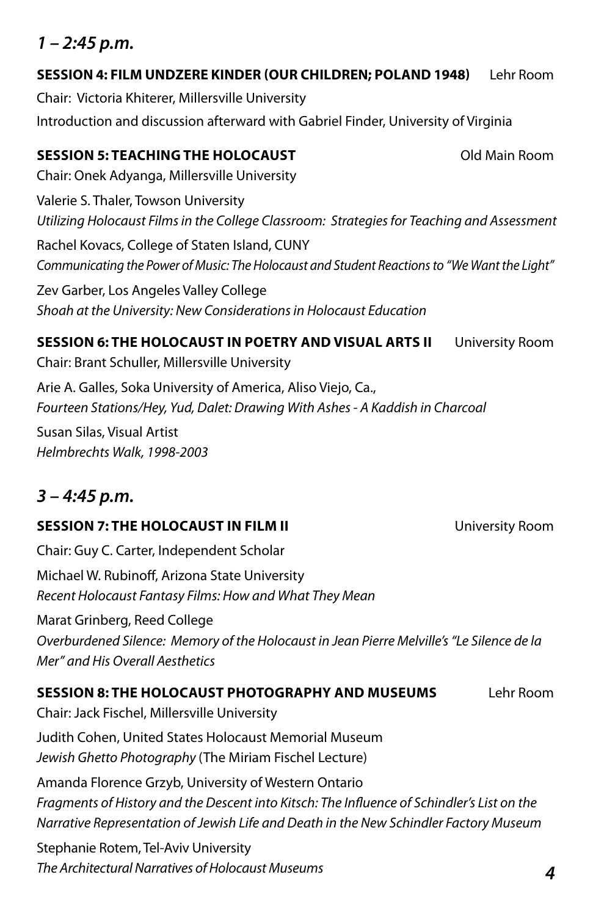## *1 – 2:45 p.m.*

**SESSION 4: FILM UNDZERE KINDER (OUR CHILDREN; POLAND 1948)** Lehr Room

Chair: Victoria Khiterer, Millersville University

Introduction and discussion afterward with Gabriel Finder, University of Virginia

**SESSION 5: TEACHING THE HOLOCAUST** Old Main Room

Chair: Onek Adyanga, Millersville University

Valerie S. Thaler, Towson University
*Utilizing Holocaust Films in the College Classroom: Strategies for Teaching and Assessment*

Rachel Kovacs, College of Staten Island, CUNY
*Communicating the Power of Music: The Holocaust and Student Reactions to "We Want the Light"*

Zev Garber, Los Angeles Valley College
*Shoah at the University: New Considerations in Holocaust Education*

**SESSION 6: THE HOLOCAUST IN POETRY AND VISUAL ARTS II** University Room

Chair: Brant Schuller, Millersville University

Arie A. Galles, Soka University of America, Aliso Viejo, Ca.,
*Fourteen Stations/Hey, Yud, Dalet: Drawing With Ashes - A Kaddish in Charcoal*

Susan Silas, Visual Artist
*Helmbrechts Walk, 1998-2003*

## *3 – 4:45 p.m.*

**SESSION 7: THE HOLOCAUST IN FILM II** University Room

Chair: Guy C. Carter, Independent Scholar

Michael W. Rubinoff, Arizona State University
*Recent Holocaust Fantasy Films: How and What They Mean*

Marat Grinberg, Reed College
*Overburdened Silence: Memory of the Holocaust in Jean Pierre Melville's "Le Silence de la Mer" and His Overall Aesthetics*

**SESSION 8: THE HOLOCAUST PHOTOGRAPHY AND MUSEUMS** Lehr Room

Chair: Jack Fischel, Millersville University

Judith Cohen, United States Holocaust Memorial Museum
*Jewish Ghetto Photography* (The Miriam Fischel Lecture)

Amanda Florence Grzyb, University of Western Ontario
*Fragments of History and the Descent into Kitsch: The Influence of Schindler's List on the Narrative Representation of Jewish Life and Death in the New Schindler Factory Museum*

Stephanie Rotem, Tel-Aviv University
*The Architectural Narratives of Holocaust Museums*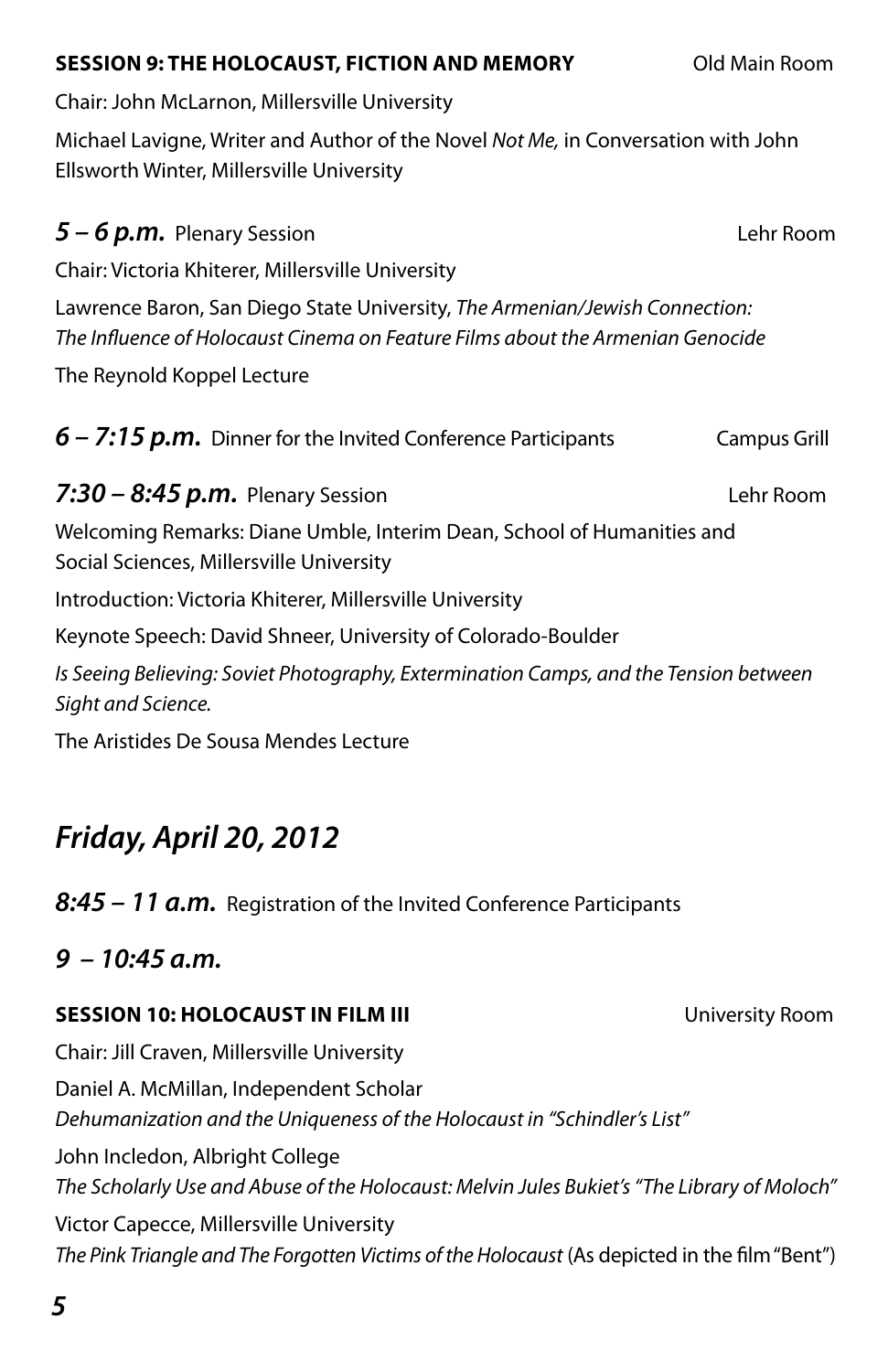**SESSION 9: THE HOLOCAUST, FICTION AND MEMORY** Old Main Room

Chair: John McLarnon, Millersville University

Michael Lavigne, Writer and Author of the Novel *Not Me,* in Conversation with John Ellsworth Winter, Millersville University

***5 – 6 p.m.*** Plenary Session Lehr Room

Chair: Victoria Khiterer, Millersville University

Lawrence Baron, San Diego State University, *The Armenian/Jewish Connection: The Influence of Holocaust Cinema on Feature Films about the Armenian Genocide*

The Reynold Koppel Lecture

***6 – 7:15 p.m.*** Dinner for the Invited Conference Participants Campus Grill

***7:30 – 8:45 p.m.*** Plenary Session Lehr Room

Welcoming Remarks: Diane Umble, Interim Dean, School of Humanities and Social Sciences, Millersville University

Introduction: Victoria Khiterer, Millersville University

Keynote Speech: David Shneer, University of Colorado-Boulder

*Is Seeing Believing: Soviet Photography, Extermination Camps, and the Tension between Sight and Science.*

The Aristides De Sousa Mendes Lecture

## *Friday, April 20, 2012*

***8:45 – 11 a.m.*** Registration of the Invited Conference Participants

### *9 – 10:45 a.m.*

**SESSION 10: HOLOCAUST IN FILM III** University Room

Chair: Jill Craven, Millersville University

Daniel A. McMillan, Independent Scholar
*Dehumanization and the Uniqueness of the Holocaust in "Schindler's List"*

John Incledon, Albright College
*The Scholarly Use and Abuse of the Holocaust: Melvin Jules Bukiet's "The Library of Moloch"*

Victor Capecce, Millersville University
*The Pink Triangle and The Forgotten Victims of the Holocaust* (As depicted in the film "Bent")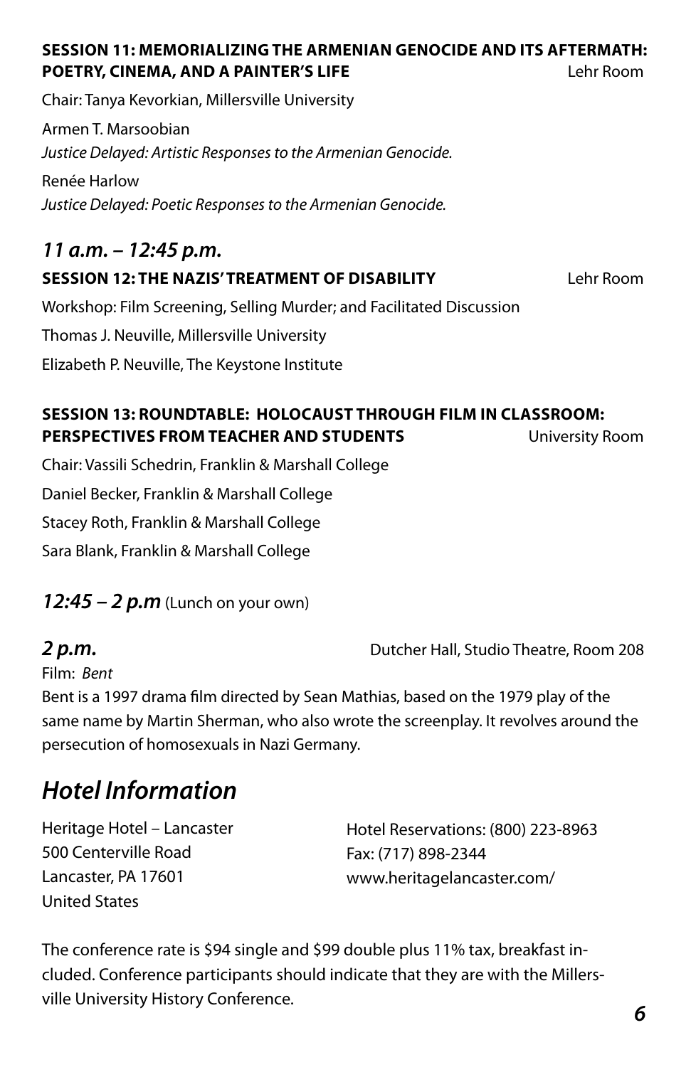**SESSION 11: MEMORIALIZING THE ARMENIAN GENOCIDE AND ITS AFTERMATH: POETRY, CINEMA, AND A PAINTER'S LIFE** Lehr Room

Chair: Tanya Kevorkian, Millersville University

Armen T. Marsoobian
*Justice Delayed: Artistic Responses to the Armenian Genocide.*

Renée Harlow
*Justice Delayed: Poetic Responses to the Armenian Genocide.*

## *11 a.m. – 12:45 p.m.*

**SESSION 12: THE NAZIS' TREATMENT OF DISABILITY** Lehr Room

Workshop: Film Screening, Selling Murder; and Facilitated Discussion

Thomas J. Neuville, Millersville University

Elizabeth P. Neuville, The Keystone Institute

**SESSION 13: ROUNDTABLE: HOLOCAUST THROUGH FILM IN CLASSROOM: PERSPECTIVES FROM TEACHER AND STUDENTS** University Room

Chair: Vassili Schedrin, Franklin & Marshall College

Daniel Becker, Franklin & Marshall College

Stacey Roth, Franklin & Marshall College

Sara Blank, Franklin & Marshall College

***12:45 – 2 p.m*** (Lunch on your own)

***2 p.m.*** Dutcher Hall, Studio Theatre, Room 208

Film: *Bent*

Bent is a 1997 drama film directed by Sean Mathias, based on the 1979 play of the same name by Martin Sherman, who also wrote the screenplay. It revolves around the persecution of homosexuals in Nazi Germany.

# *Hotel Information*

Heritage Hotel – Lancaster
500 Centerville Road
Lancaster, PA 17601
United States

Hotel Reservations: (800) 223-8963
Fax: (717) 898-2344
www.heritagelancaster.com/

The conference rate is $94 single and $99 double plus 11% tax, breakfast included. Conference participants should indicate that they are with the Millersville University History Conference.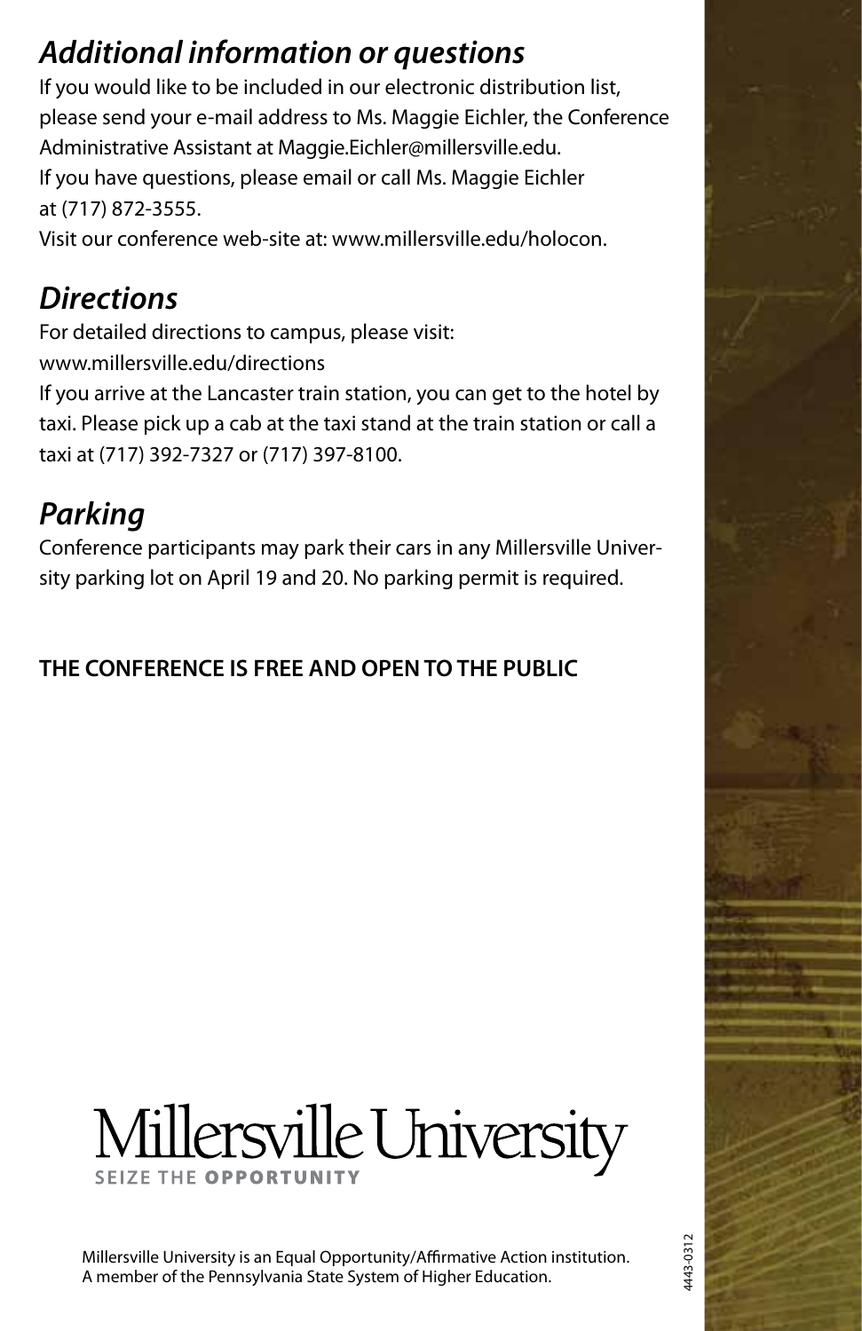## *Additional information or questions*

If you would like to be included in our electronic distribution list, please send your e-mail address to Ms. Maggie Eichler, the Conference Administrative Assistant at Maggie.Eichler@millersville.edu.
If you have questions, please email or call Ms. Maggie Eichler at (717) 872-3555.
Visit our conference web-site at: www.millersville.edu/holocon.

## *Directions*

For detailed directions to campus, please visit:
www.millersville.edu/directions
If you arrive at the Lancaster train station, you can get to the hotel by taxi. Please pick up a cab at the taxi stand at the train station or call a taxi at (717) 392-7327 or (717) 397-8100.

## *Parking*

Conference participants may park their cars in any Millersville University parking lot on April 19 and 20. No parking permit is required.

**THE CONFERENCE IS FREE AND OPEN TO THE PUBLIC**

Millersville University
SEIZE THE **OPPORTUNITY**

Millersville University is an Equal Opportunity/Affirmative Action institution.
A member of the Pennsylvania State System of Higher Education.

4443-0312